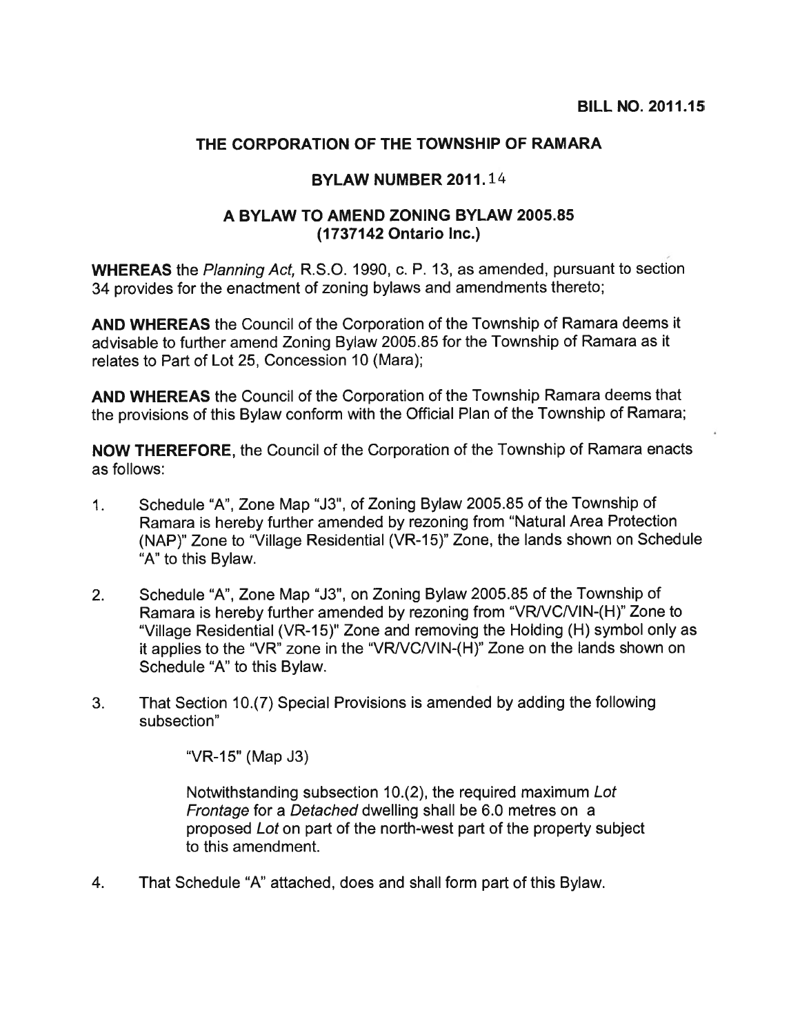**BILL NO. 2011.15**

## THE CORPORATION OF THE TOWNSHIP OF RAMARA

## BYLAW NUMBER 2011.14

## A BYLAW TO AMEND ZONING BYLAW 2005.85 (1737142 Ontario Inc.)

**WHEREAS** the *Planning Act,* R.S.O. 1990, c. P. 13, as amended, pursuant to section 34 provides for the enactment of zoning bylaws and amendments thereto;

**AND WHEREAS** the Council of the Corporation of the Township of Ramara deems it advisable to further amend Zoning Bylaw 2005.85 for the Township of Ramara as it relates to Part of Lot 25, Concession 10 (Mara);

**AND WHEREAS** the Council of the Corporation of the Township Ramara deems that the provisions of this Bylaw conform with the Official Plan of the Township of Ramara;

**NOW THEREFORE,** the Council of the Corporation of the Township of Ramara enacts as follows:

1. Schedule "A", Zone Map "J3", of Zoning Bylaw 2005.85 of the Township of Ramara is hereby further amended by rezoning from "Natural Area Protection (NAP)" Zone to "Village Residential (VR-15)" Zone, the lands shown on Schedule "A" to this Bylaw.

2. Schedule "A", Zone Map "J3", on Zoning Bylaw 2005.85 of the Township of Ramara is hereby further amended by rezoning from "VR/VC/VIN-(H)" Zone to "Village Residential (VR-15)" Zone and removing the Holding (H) symbol only as it applies to the "VR" zone in the "VR/VC/VIN-(H)" Zone on the lands shown on Schedule "A" to this Bylaw.

3. That Section 10.(7) Special Provisions is amended by adding the following subsection"

   "VR-15" (Map J3)

   Notwithstanding subsection 10.(2), the required maximum *Lot Frontage* for a *Detached* dwelling shall be 6.0 metres on a proposed *Lot* on part of the north-west part of the property subject to this amendment.

4. That Schedule "A" attached, does and shall form part of this Bylaw.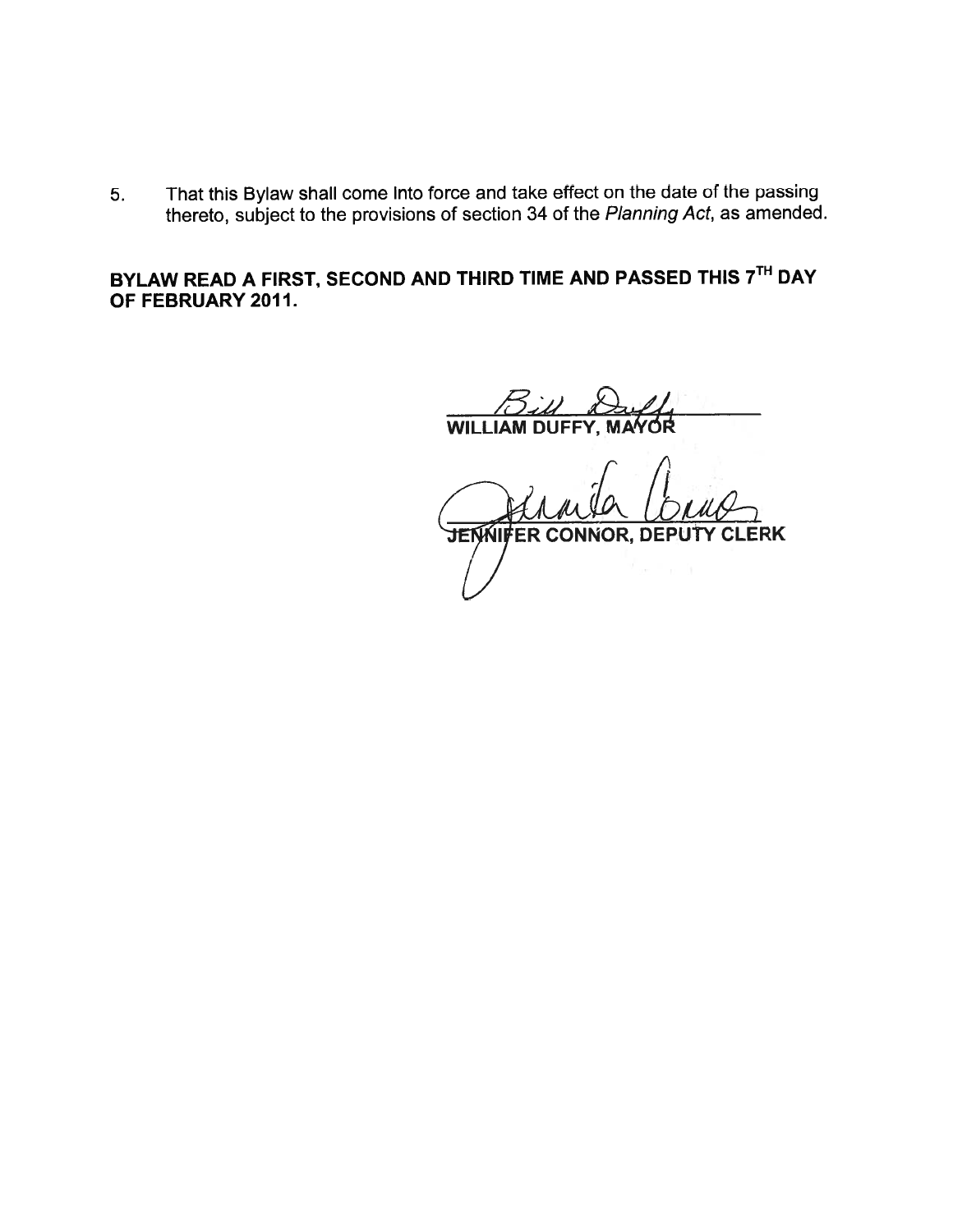5. That this Bylaw shall come Into force and take effect on the date of the passing thereto, subject to the provisions of section 34 of the *Planning Act*, as amended.

**BYLAW READ A FIRST, SECOND AND THIRD TIME AND PASSED THIS 7TH DAY OF FEBRUARY 2011.**

Bill Duffy

**WILLIAM DUFFY, MAYOR**

Jennifer Connor

**JENNIFER CONNOR, DEPUTY CLERK**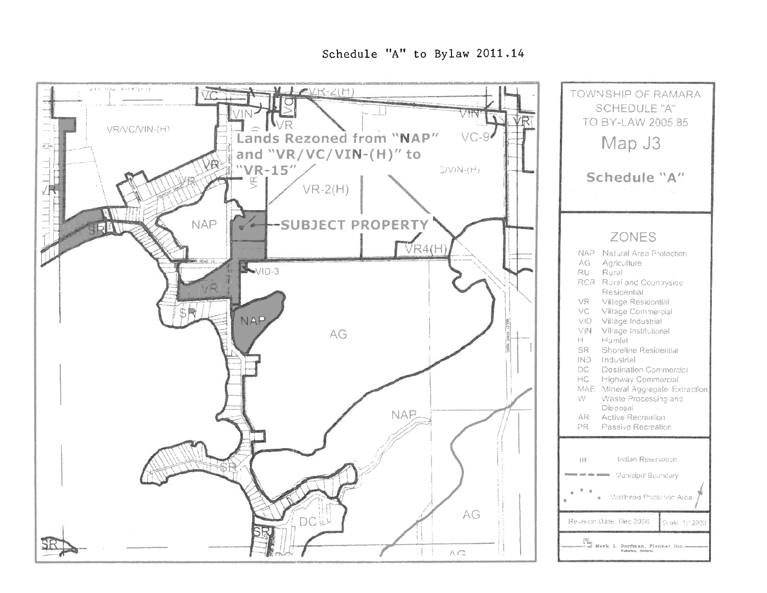Schedule "A" to Bylaw 2011.14

Lands Rezoned from "NAP" and "VR/VC/VIN-(H)" to "VR-15"

SUBJECT PROPERTY

VR/VC/VIN-(H)

VC

VR-2(H)

VIN

VO

VR

VC-9

VIN

VR

VR

VR

VR

NAP

VR-2(H)

C/VIN-(H)

SR

VR4(H)

VID-3

VR

SR

NAP

AG

NAP

SR

AG

DC

SR

SR

AG

TOWNSHIP OF RAMARA
SCHEDULE "A"
TO BY-LAW 2005.85

Map J3

Schedule "A"

ZONES

NAP Natural Area Protection
AG Agriculture
RU Rural
RCR Rural and Countryside Residential
VR Village Residential
VC Village Commercial
VID Village Industrial
VIN Village Institutional
H Hamlet
SR Shoreline Residential
IND Industrial
DC Destination Commercial
HC Highway Commercial
MAE Mineral Aggregate Extraction
W Waste Processing and Disposal
AR Active Recreation
PR Passive Recreation

IR Indian Reservation

Municipal Boundary

Wellhead Protection Area

Revision Date: Dec 2006

Scale 1:12000

Mark L. Dorfman, Planner Inc.